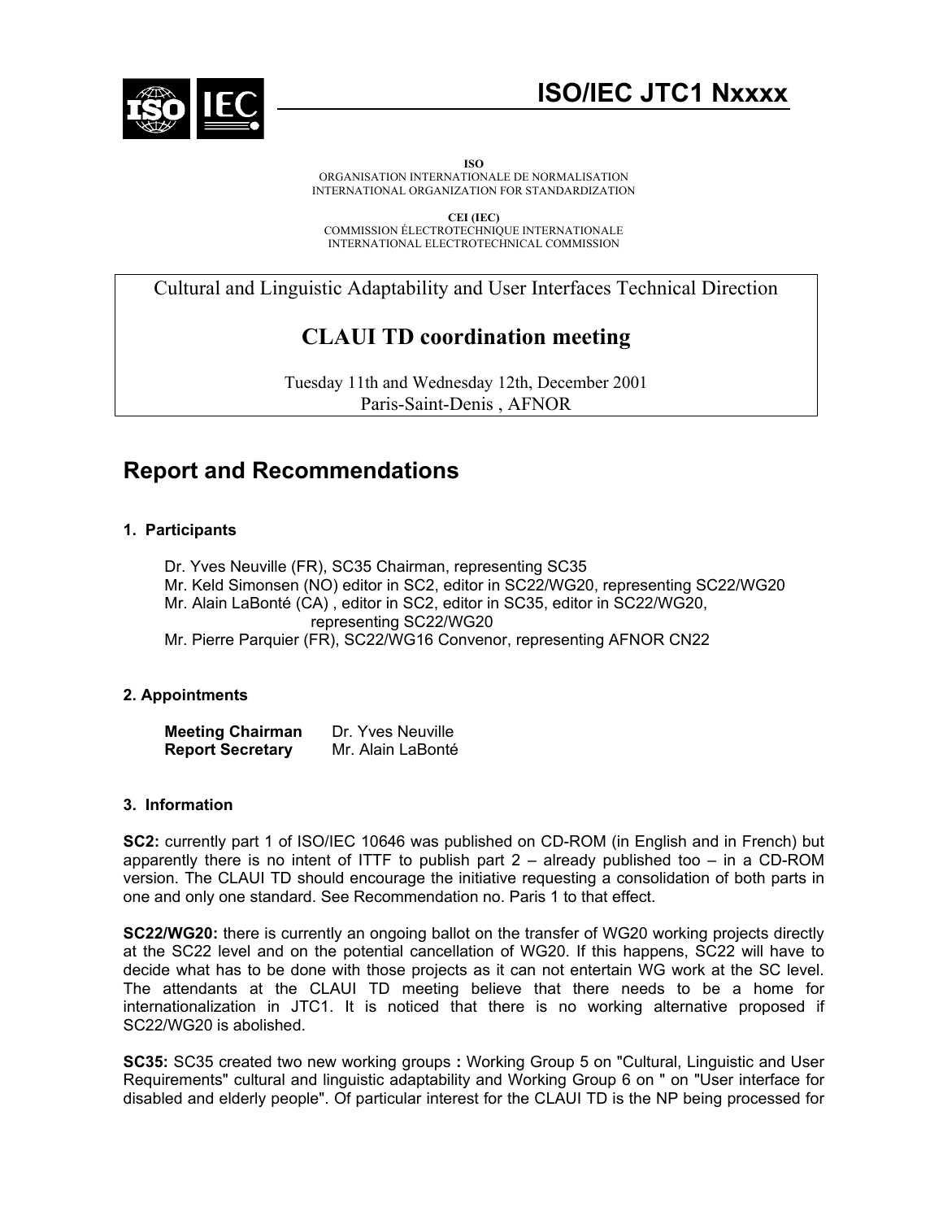# ISO/IEC JTC1 Nxxxx

**ISO**
ORGANISATION INTERNATIONALE DE NORMALISATION
INTERNATIONAL ORGANIZATION FOR STANDARDIZATION

**CEI (IEC)**
COMMISSION ÉLECTROTECHNIQUE INTERNATIONALE
INTERNATIONAL ELECTROTECHNICAL COMMISSION

Cultural and Linguistic Adaptability and User Interfaces Technical Direction

**CLAUI TD coordination meeting**

Tuesday 11th and Wednesday 12th, December 2001
Paris-Saint-Denis , AFNOR

## Report and Recommendations

### 1. Participants

Dr. Yves Neuville (FR), SC35 Chairman, representing SC35
Mr. Keld Simonsen (NO) editor in SC2, editor in SC22/WG20, representing SC22/WG20
Mr. Alain LaBonté (CA) , editor in SC2, editor in SC35, editor in SC22/WG20, representing SC22/WG20
Mr. Pierre Parquier (FR), SC22/WG16 Convenor, representing AFNOR CN22

### 2. Appointments

**Meeting Chairman** Dr. Yves Neuville
**Report Secretary** Mr. Alain LaBonté

### 3. Information

**SC2:** currently part 1 of ISO/IEC 10646 was published on CD-ROM (in English and in French) but apparently there is no intent of ITTF to publish part 2 – already published too – in a CD-ROM version. The CLAUI TD should encourage the initiative requesting a consolidation of both parts in one and only one standard. See Recommendation no. Paris 1 to that effect.

**SC22/WG20:** there is currently an ongoing ballot on the transfer of WG20 working projects directly at the SC22 level and on the potential cancellation of WG20. If this happens, SC22 will have to decide what has to be done with those projects as it can not entertain WG work at the SC level. The attendants at the CLAUI TD meeting believe that there needs to be a home for internationalization in JTC1. It is noticed that there is no working alternative proposed if SC22/WG20 is abolished.

**SC35:** SC35 created two new working groups **:** Working Group 5 on "Cultural, Linguistic and User Requirements" cultural and linguistic adaptability and Working Group 6 on " on "User interface for disabled and elderly people". Of particular interest for the CLAUI TD is the NP being processed for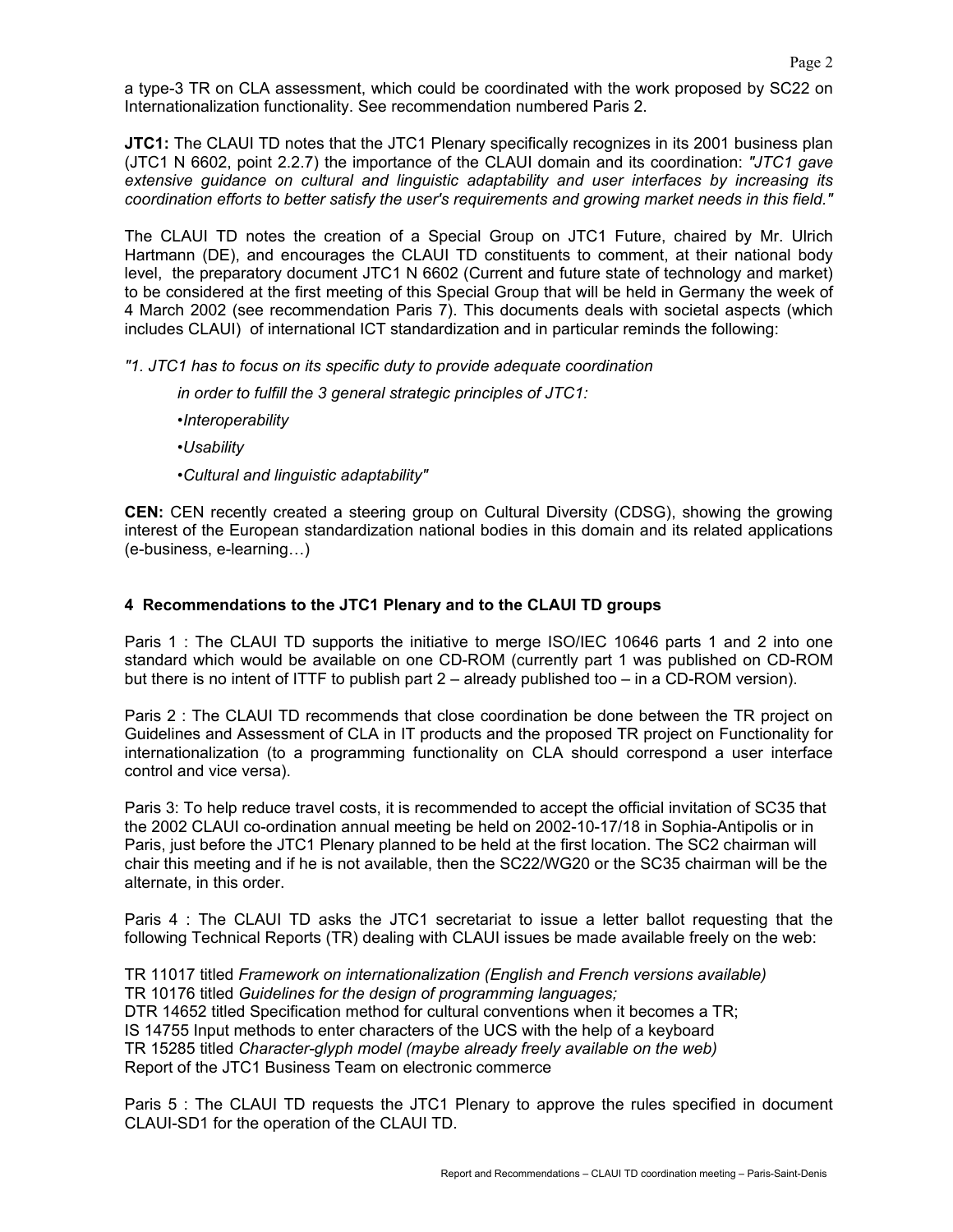a type-3 TR on CLA assessment, which could be coordinated with the work proposed by SC22 on Internationalization functionality. See recommendation numbered Paris 2.

**JTC1:** The CLAUI TD notes that the JTC1 Plenary specifically recognizes in its 2001 business plan (JTC1 N 6602, point 2.2.7) the importance of the CLAUI domain and its coordination: *"JTC1 gave extensive guidance on cultural and linguistic adaptability and user interfaces by increasing its coordination efforts to better satisfy the user's requirements and growing market needs in this field."*

The CLAUI TD notes the creation of a Special Group on JTC1 Future, chaired by Mr. Ulrich Hartmann (DE), and encourages the CLAUI TD constituents to comment, at their national body level, the preparatory document JTC1 N 6602 (Current and future state of technology and market) to be considered at the first meeting of this Special Group that will be held in Germany the week of 4 March 2002 (see recommendation Paris 7). This documents deals with societal aspects (which includes CLAUI) of international ICT standardization and in particular reminds the following:

*"1. JTC1 has to focus on its specific duty to provide adequate coordination*

*in order to fulfill the 3 general strategic principles of JTC1:*

*•Interoperability*

*•Usability*

*•Cultural and linguistic adaptability"*

**CEN:** CEN recently created a steering group on Cultural Diversity (CDSG), showing the growing interest of the European standardization national bodies in this domain and its related applications (e-business, e-learning…)

## 4 Recommendations to the JTC1 Plenary and to the CLAUI TD groups

Paris 1 : The CLAUI TD supports the initiative to merge ISO/IEC 10646 parts 1 and 2 into one standard which would be available on one CD-ROM (currently part 1 was published on CD-ROM but there is no intent of ITTF to publish part 2 – already published too – in a CD-ROM version).

Paris 2 : The CLAUI TD recommends that close coordination be done between the TR project on Guidelines and Assessment of CLA in IT products and the proposed TR project on Functionality for internationalization (to a programming functionality on CLA should correspond a user interface control and vice versa).

Paris 3: To help reduce travel costs, it is recommended to accept the official invitation of SC35 that the 2002 CLAUI co-ordination annual meeting be held on 2002-10-17/18 in Sophia-Antipolis or in Paris, just before the JTC1 Plenary planned to be held at the first location. The SC2 chairman will chair this meeting and if he is not available, then the SC22/WG20 or the SC35 chairman will be the alternate, in this order.

Paris 4 : The CLAUI TD asks the JTC1 secretariat to issue a letter ballot requesting that the following Technical Reports (TR) dealing with CLAUI issues be made available freely on the web:

TR 11017 titled *Framework on internationalization (English and French versions available)*
TR 10176 titled *Guidelines for the design of programming languages;*
DTR 14652 titled Specification method for cultural conventions when it becomes a TR;
IS 14755 Input methods to enter characters of the UCS with the help of a keyboard
TR 15285 titled *Character-glyph model (maybe already freely available on the web)*
Report of the JTC1 Business Team on electronic commerce

Paris 5 : The CLAUI TD requests the JTC1 Plenary to approve the rules specified in document CLAUI-SD1 for the operation of the CLAUI TD.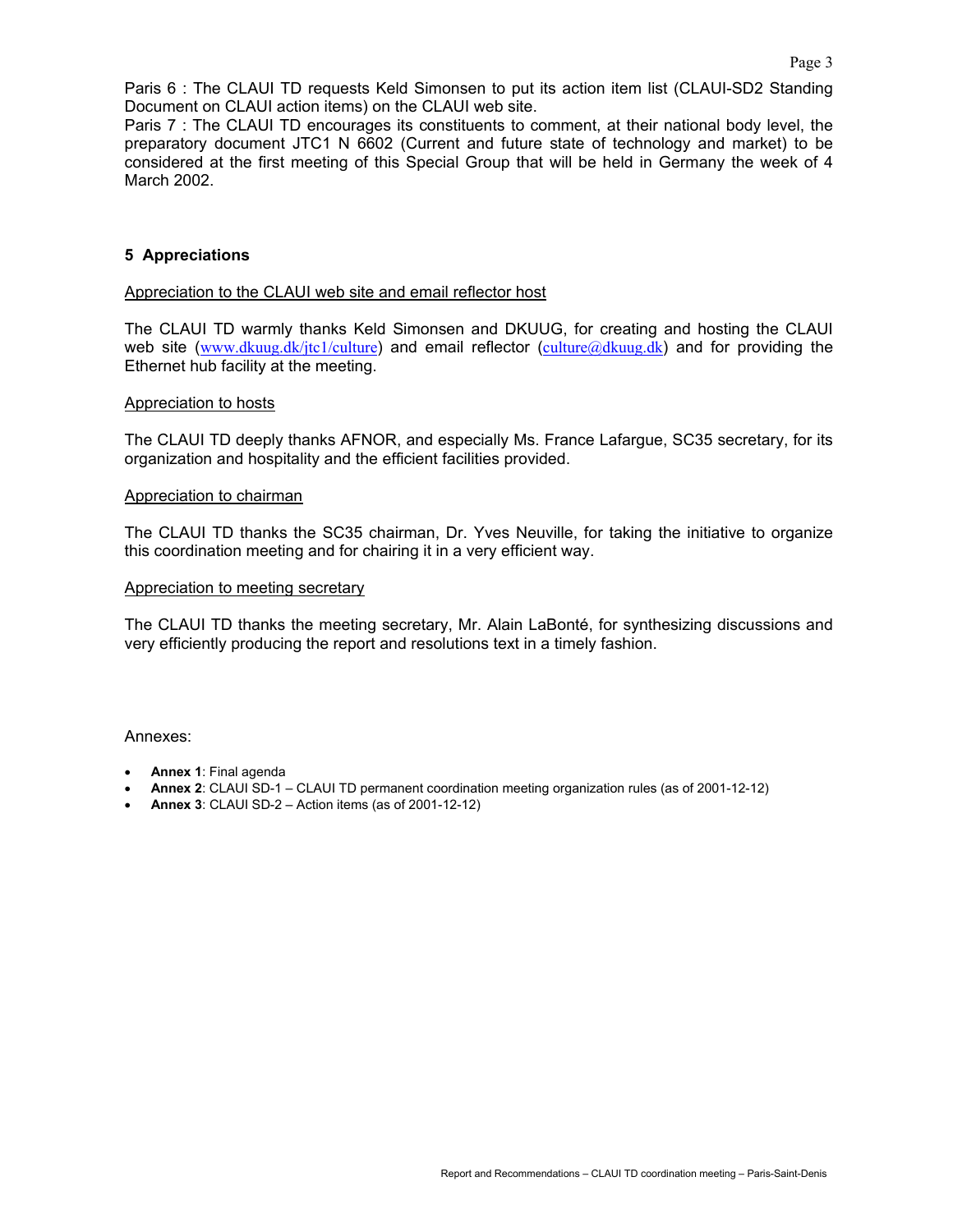Paris 6 : The CLAUI TD requests Keld Simonsen to put its action item list (CLAUI-SD2 Standing Document on CLAUI action items) on the CLAUI web site.

Paris 7 : The CLAUI TD encourages its constituents to comment, at their national body level, the preparatory document JTC1 N 6602 (Current and future state of technology and market) to be considered at the first meeting of this Special Group that will be held in Germany the week of 4 March 2002.

## 5 Appreciations

Appreciation to the CLAUI web site and email reflector host

The CLAUI TD warmly thanks Keld Simonsen and DKUUG, for creating and hosting the CLAUI web site (www.dkuug.dk/jtc1/culture) and email reflector (culture@dkuug.dk) and for providing the Ethernet hub facility at the meeting.

Appreciation to hosts

The CLAUI TD deeply thanks AFNOR, and especially Ms. France Lafargue, SC35 secretary, for its organization and hospitality and the efficient facilities provided.

Appreciation to chairman

The CLAUI TD thanks the SC35 chairman, Dr. Yves Neuville, for taking the initiative to organize this coordination meeting and for chairing it in a very efficient way.

Appreciation to meeting secretary

The CLAUI TD thanks the meeting secretary, Mr. Alain LaBonté, for synthesizing discussions and very efficiently producing the report and resolutions text in a timely fashion.

Annexes:

- **Annex 1**: Final agenda
- **Annex 2**: CLAUI SD-1 – CLAUI TD permanent coordination meeting organization rules (as of 2001-12-12)
- **Annex 3**: CLAUI SD-2 – Action items (as of 2001-12-12)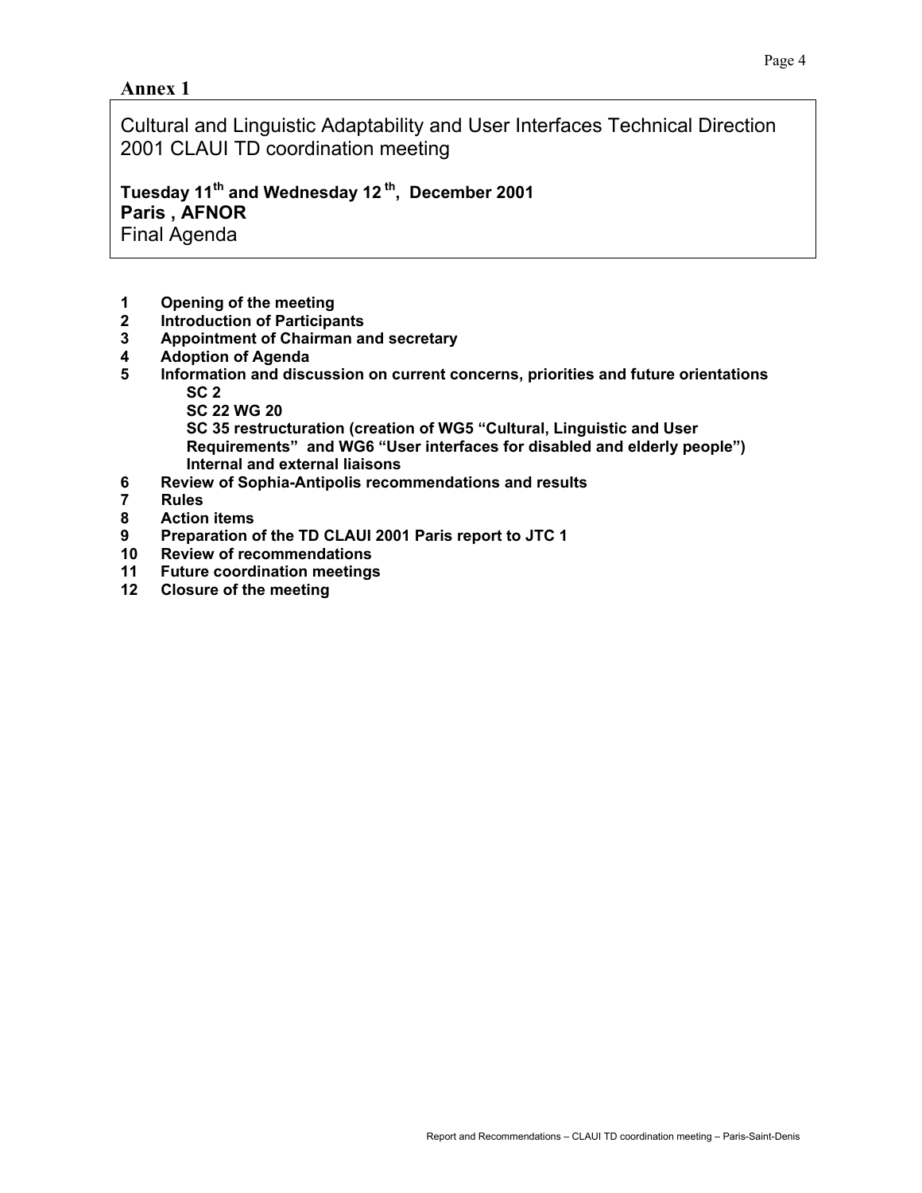## Annex 1

Cultural and Linguistic Adaptability and User Interfaces Technical Direction
2001 CLAUI TD coordination meeting

**Tuesday 11th and Wednesday 12th, December 2001**
**Paris , AFNOR**
Final Agenda

1. **Opening of the meeting**
2. **Introduction of Participants**
3. **Appointment of Chairman and secretary**
4. **Adoption of Agenda**
5. **Information and discussion on current concerns, priorities and future orientations**
   - **SC 2**
   - **SC 22 WG 20**
   - **SC 35 restructuration (creation of WG5 "Cultural, Linguistic and User Requirements" and WG6 "User interfaces for disabled and elderly people")**
   - **Internal and external liaisons**
6. **Review of Sophia-Antipolis recommendations and results**
7. **Rules**
8. **Action items**
9. **Preparation of the TD CLAUI 2001 Paris report to JTC 1**
10. **Review of recommendations**
11. **Future coordination meetings**
12. **Closure of the meeting**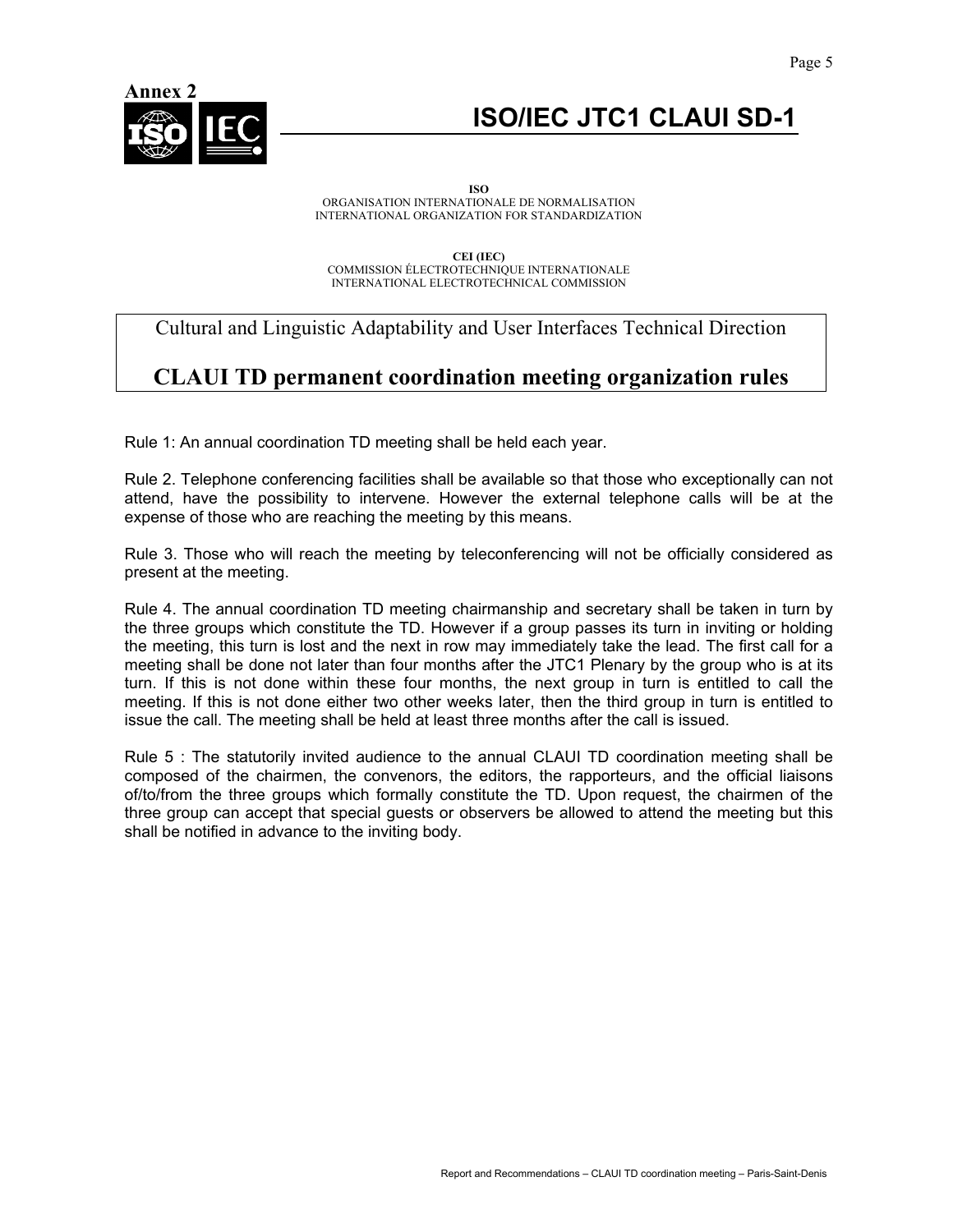**Annex 2**

# ISO/IEC JTC1 CLAUI SD-1

**ISO**
ORGANISATION INTERNATIONALE DE NORMALISATION
INTERNATIONAL ORGANIZATION FOR STANDARDIZATION

**CEI (IEC)**
COMMISSION ÉLECTROTECHNIQUE INTERNATIONALE
INTERNATIONAL ELECTROTECHNICAL COMMISSION

Cultural and Linguistic Adaptability and User Interfaces Technical Direction

## CLAUI TD permanent coordination meeting organization rules

Rule 1: An annual coordination TD meeting shall be held each year.

Rule 2. Telephone conferencing facilities shall be available so that those who exceptionally can not attend, have the possibility to intervene. However the external telephone calls will be at the expense of those who are reaching the meeting by this means.

Rule 3. Those who will reach the meeting by teleconferencing will not be officially considered as present at the meeting.

Rule 4. The annual coordination TD meeting chairmanship and secretary shall be taken in turn by the three groups which constitute the TD. However if a group passes its turn in inviting or holding the meeting, this turn is lost and the next in row may immediately take the lead. The first call for a meeting shall be done not later than four months after the JTC1 Plenary by the group who is at its turn. If this is not done within these four months, the next group in turn is entitled to call the meeting. If this is not done either two other weeks later, then the third group in turn is entitled to issue the call. The meeting shall be held at least three months after the call is issued.

Rule 5 : The statutorily invited audience to the annual CLAUI TD coordination meeting shall be composed of the chairmen, the convenors, the editors, the rapporteurs, and the official liaisons of/to/from the three groups which formally constitute the TD. Upon request, the chairmen of the three group can accept that special guests or observers be allowed to attend the meeting but this shall be notified in advance to the inviting body.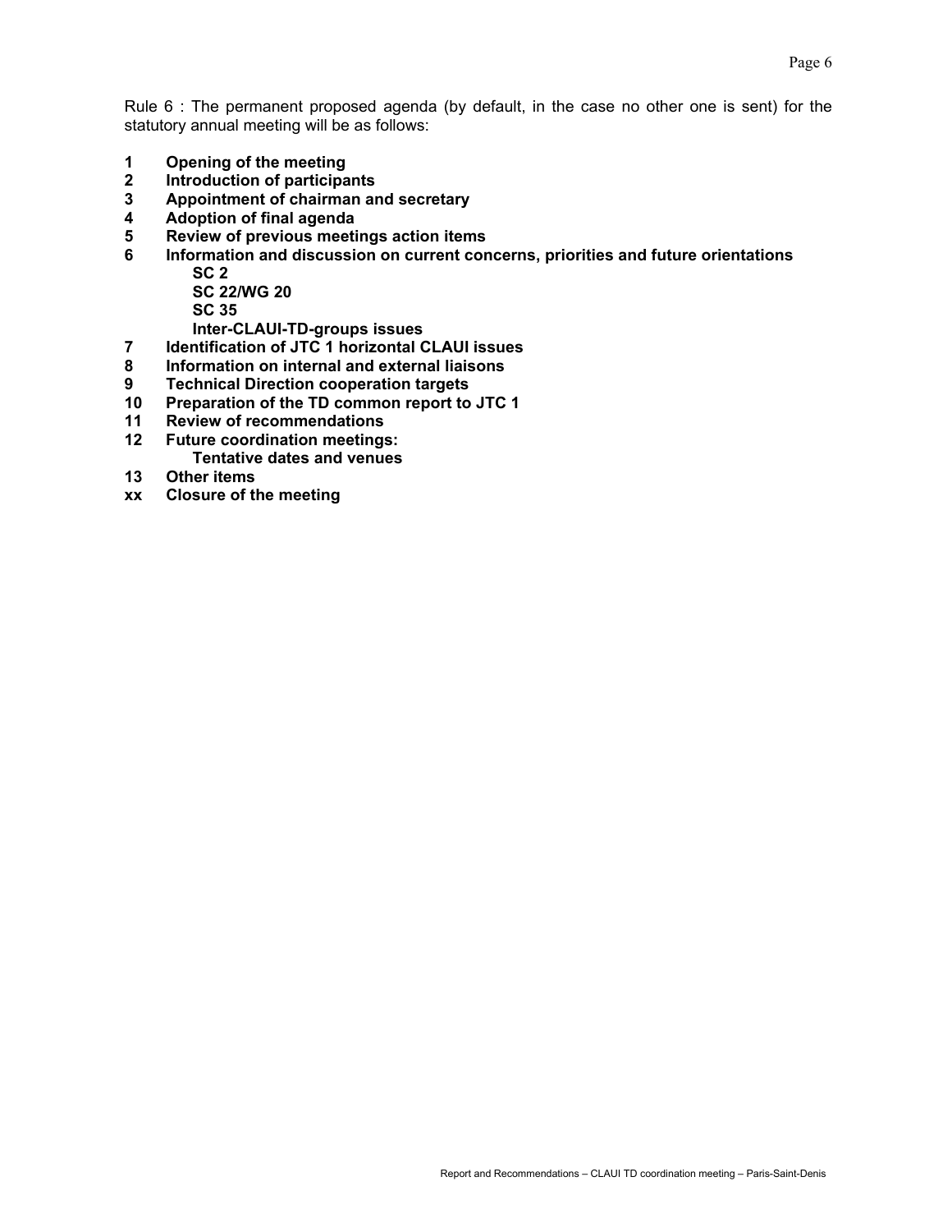Rule 6 : The permanent proposed agenda (by default, in the case no other one is sent) for the statutory annual meeting will be as follows:

**1 Opening of the meeting**
**2 Introduction of participants**
**3 Appointment of chairman and secretary**
**4 Adoption of final agenda**
**5 Review of previous meetings action items**
**6 Information and discussion on current concerns, priorities and future orientations**
  **SC 2**
  **SC 22/WG 20**
  **SC 35**
  **Inter-CLAUI-TD-groups issues**
**7 Identification of JTC 1 horizontal CLAUI issues**
**8 Information on internal and external liaisons**
**9 Technical Direction cooperation targets**
**10 Preparation of the TD common report to JTC 1**
**11 Review of recommendations**
**12 Future coordination meetings:**
  **Tentative dates and venues**
**13 Other items**
**xx Closure of the meeting**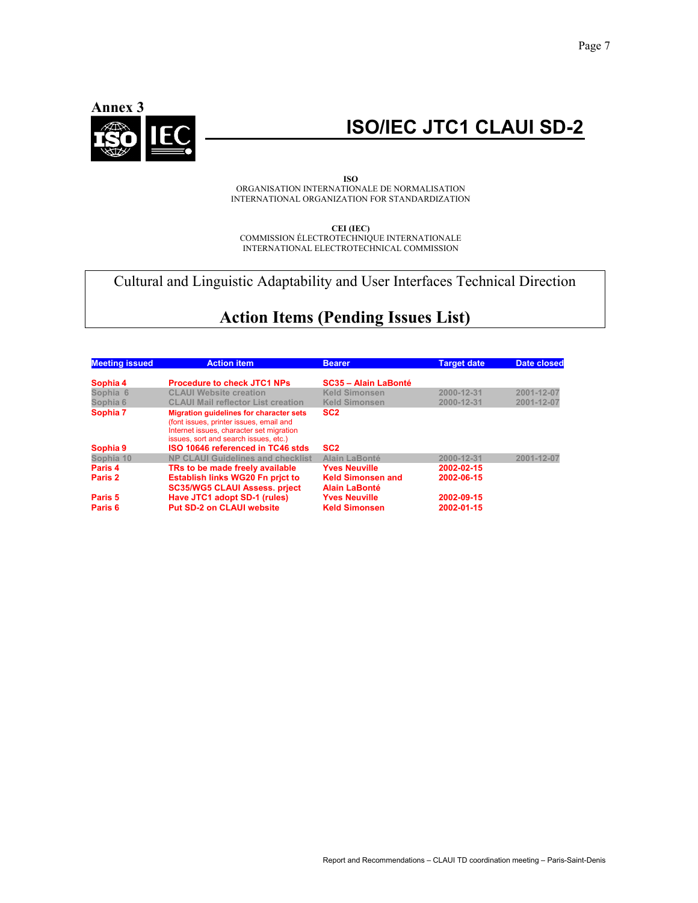**Annex 3**

# ISO/IEC JTC1 CLAUI SD-2

**ISO**
ORGANISATION INTERNATIONALE DE NORMALISATION
INTERNATIONAL ORGANIZATION FOR STANDARDIZATION

**CEI (IEC)**
COMMISSION ÉLECTROTECHNIQUE INTERNATIONALE
INTERNATIONAL ELECTROTECHNICAL COMMISSION

Cultural and Linguistic Adaptability and User Interfaces Technical Direction

## Action Items (Pending Issues List)

| Meeting issued | Action item | Bearer | Target date | Date closed |
|---|---|---|---|---|
| Sophia 4 | Procedure to check JTC1 NPs | SC35 – Alain LaBonté | | |
| Sophia 6 | CLAUI Website creation | Keld Simonsen | 2000-12-31 | 2001-12-07 |
| Sophia 6 | CLAUI Mail reflector List creation | Keld Simonsen | 2000-12-31 | 2001-12-07 |
| Sophia 7 | Migration guidelines for character sets (font issues, printer issues, email and Internet issues, character set migration issues, sort and search issues, etc.) | SC2 | | |
| Sophia 9 | ISO 10646 referenced in TC46 stds | SC2 | | |
| Sophia 10 | NP CLAUI Guidelines and checklist | Alain LaBonté | 2000-12-31 | 2001-12-07 |
| Paris 4 | TRs to be made freely available | Yves Neuville | 2002-02-15 | |
| Paris 2 | Establish links WG20 Fn prjct to SC35/WG5 CLAUI Assess. prject | Keld Simonsen and Alain LaBonté | 2002-06-15 | |
| Paris 5 | Have JTC1 adopt SD-1 (rules) | Yves Neuville | 2002-09-15 | |
| Paris 6 | Put SD-2 on CLAUI website | Keld Simonsen | 2002-01-15 | |